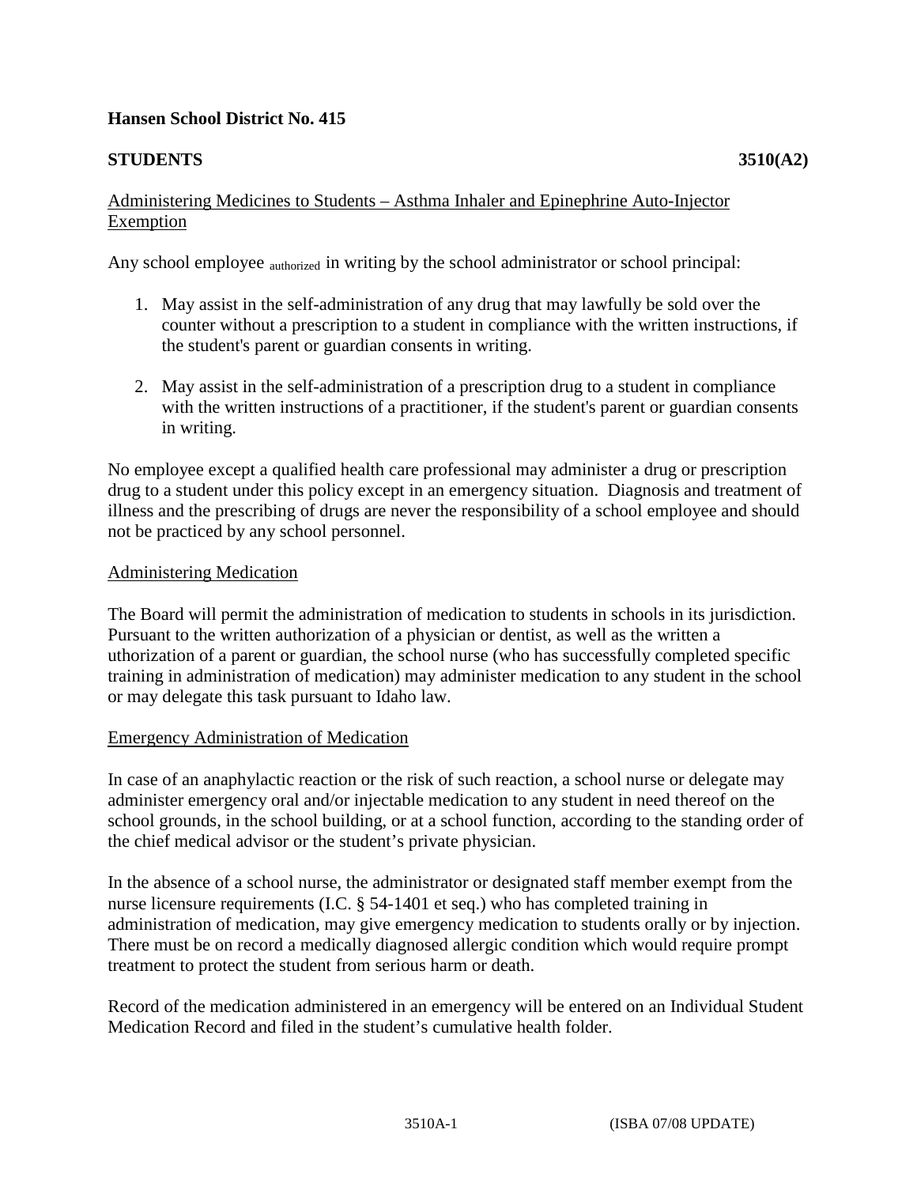**Hansen School District No. 415**

**STUDENTS** **3510(A2)**

Administering Medicines to Students – Asthma Inhaler and Epinephrine Auto-Injector Exemption

Any school employee authorized in writing by the school administrator or school principal:

1. May assist in the self-administration of any drug that may lawfully be sold over the counter without a prescription to a student in compliance with the written instructions, if the student's parent or guardian consents in writing.

2. May assist in the self-administration of a prescription drug to a student in compliance with the written instructions of a practitioner, if the student's parent or guardian consents in writing.

No employee except a qualified health care professional may administer a drug or prescription drug to a student under this policy except in an emergency situation. Diagnosis and treatment of illness and the prescribing of drugs are never the responsibility of a school employee and should not be practiced by any school personnel.

Administering Medication

The Board will permit the administration of medication to students in schools in its jurisdiction. Pursuant to the written authorization of a physician or dentist, as well as the written a uthorization of a parent or guardian, the school nurse (who has successfully completed specific training in administration of medication) may administer medication to any student in the school or may delegate this task pursuant to Idaho law.

Emergency Administration of Medication

In case of an anaphylactic reaction or the risk of such reaction, a school nurse or delegate may administer emergency oral and/or injectable medication to any student in need thereof on the school grounds, in the school building, or at a school function, according to the standing order of the chief medical advisor or the student's private physician.

In the absence of a school nurse, the administrator or designated staff member exempt from the nurse licensure requirements (I.C. § 54-1401 et seq.) who has completed training in administration of medication, may give emergency medication to students orally or by injection. There must be on record a medically diagnosed allergic condition which would require prompt treatment to protect the student from serious harm or death.

Record of the medication administered in an emergency will be entered on an Individual Student Medication Record and filed in the student's cumulative health folder.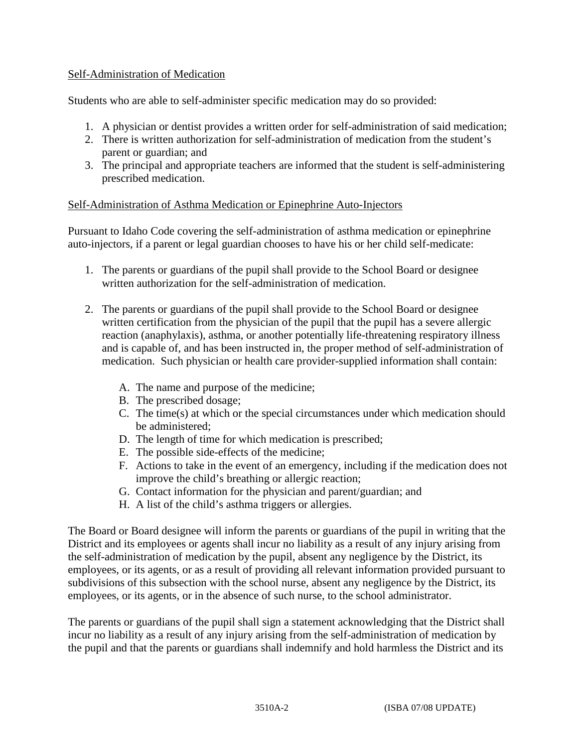Self-Administration of Medication

Students who are able to self-administer specific medication may do so provided:

1. A physician or dentist provides a written order for self-administration of said medication;
2. There is written authorization for self-administration of medication from the student's parent or guardian; and
3. The principal and appropriate teachers are informed that the student is self-administering prescribed medication.

Self-Administration of Asthma Medication or Epinephrine Auto-Injectors

Pursuant to Idaho Code covering the self-administration of asthma medication or epinephrine auto-injectors, if a parent or legal guardian chooses to have his or her child self-medicate:

1. The parents or guardians of the pupil shall provide to the School Board or designee written authorization for the self-administration of medication.

2. The parents or guardians of the pupil shall provide to the School Board or designee written certification from the physician of the pupil that the pupil has a severe allergic reaction (anaphylaxis), asthma, or another potentially life-threatening respiratory illness and is capable of, and has been instructed in, the proper method of self-administration of medication. Such physician or health care provider-supplied information shall contain:

   A. The name and purpose of the medicine;
   B. The prescribed dosage;
   C. The time(s) at which or the special circumstances under which medication should be administered;
   D. The length of time for which medication is prescribed;
   E. The possible side-effects of the medicine;
   F. Actions to take in the event of an emergency, including if the medication does not improve the child's breathing or allergic reaction;
   G. Contact information for the physician and parent/guardian; and
   H. A list of the child's asthma triggers or allergies.

The Board or Board designee will inform the parents or guardians of the pupil in writing that the District and its employees or agents shall incur no liability as a result of any injury arising from the self-administration of medication by the pupil, absent any negligence by the District, its employees, or its agents, or as a result of providing all relevant information provided pursuant to subdivisions of this subsection with the school nurse, absent any negligence by the District, its employees, or its agents, or in the absence of such nurse, to the school administrator.

The parents or guardians of the pupil shall sign a statement acknowledging that the District shall incur no liability as a result of any injury arising from the self-administration of medication by the pupil and that the parents or guardians shall indemnify and hold harmless the District and its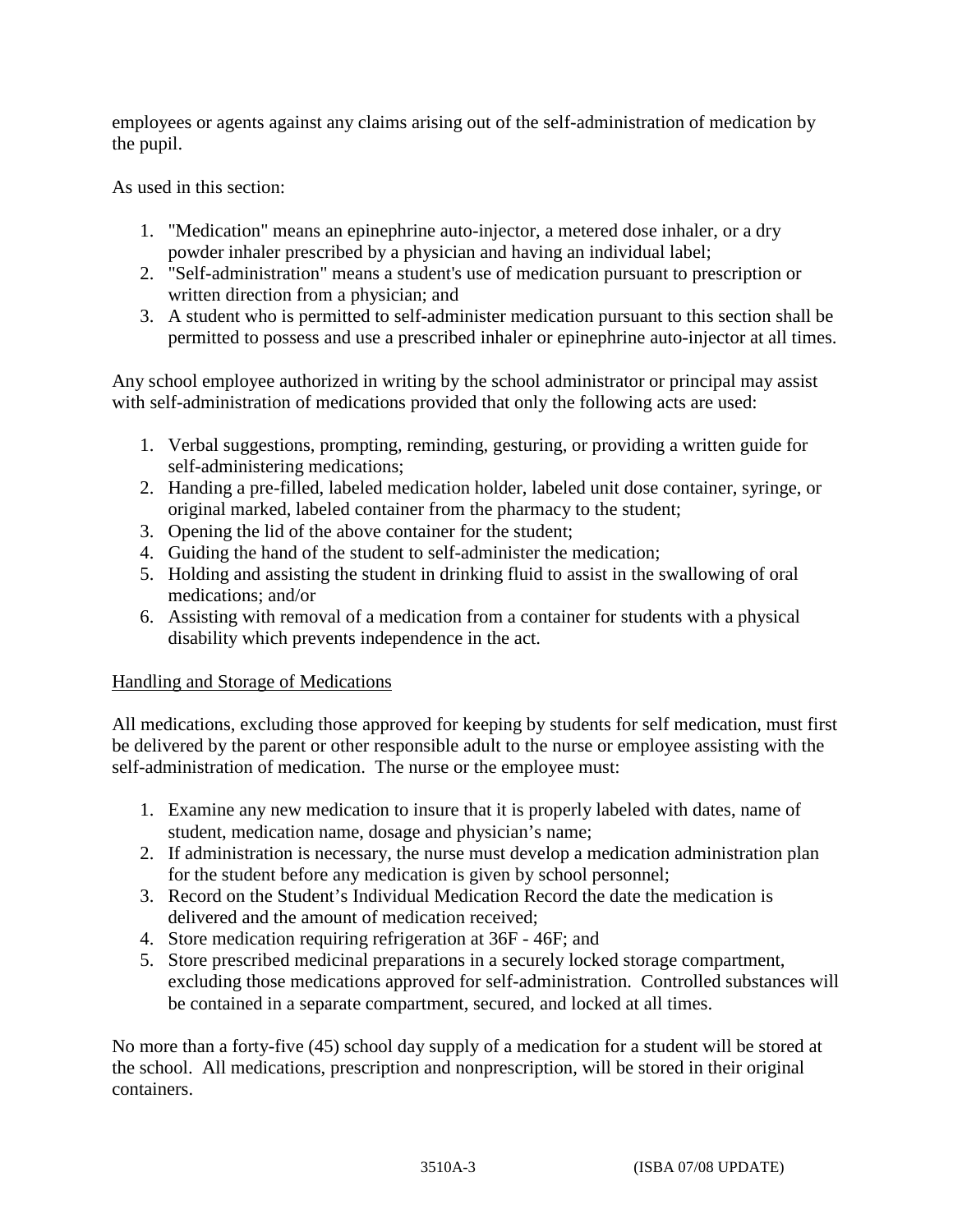employees or agents against any claims arising out of the self-administration of medication by the pupil.

As used in this section:

1. "Medication" means an epinephrine auto-injector, a metered dose inhaler, or a dry powder inhaler prescribed by a physician and having an individual label;
2. "Self-administration" means a student's use of medication pursuant to prescription or written direction from a physician; and
3. A student who is permitted to self-administer medication pursuant to this section shall be permitted to possess and use a prescribed inhaler or epinephrine auto-injector at all times.

Any school employee authorized in writing by the school administrator or principal may assist with self-administration of medications provided that only the following acts are used:

1. Verbal suggestions, prompting, reminding, gesturing, or providing a written guide for self-administering medications;
2. Handing a pre-filled, labeled medication holder, labeled unit dose container, syringe, or original marked, labeled container from the pharmacy to the student;
3. Opening the lid of the above container for the student;
4. Guiding the hand of the student to self-administer the medication;
5. Holding and assisting the student in drinking fluid to assist in the swallowing of oral medications; and/or
6. Assisting with removal of a medication from a container for students with a physical disability which prevents independence in the act.

Handling and Storage of Medications

All medications, excluding those approved for keeping by students for self medication, must first be delivered by the parent or other responsible adult to the nurse or employee assisting with the self-administration of medication. The nurse or the employee must:

1. Examine any new medication to insure that it is properly labeled with dates, name of student, medication name, dosage and physician's name;
2. If administration is necessary, the nurse must develop a medication administration plan for the student before any medication is given by school personnel;
3. Record on the Student's Individual Medication Record the date the medication is delivered and the amount of medication received;
4. Store medication requiring refrigeration at 36F - 46F; and
5. Store prescribed medicinal preparations in a securely locked storage compartment, excluding those medications approved for self-administration. Controlled substances will be contained in a separate compartment, secured, and locked at all times.

No more than a forty-five (45) school day supply of a medication for a student will be stored at the school. All medications, prescription and nonprescription, will be stored in their original containers.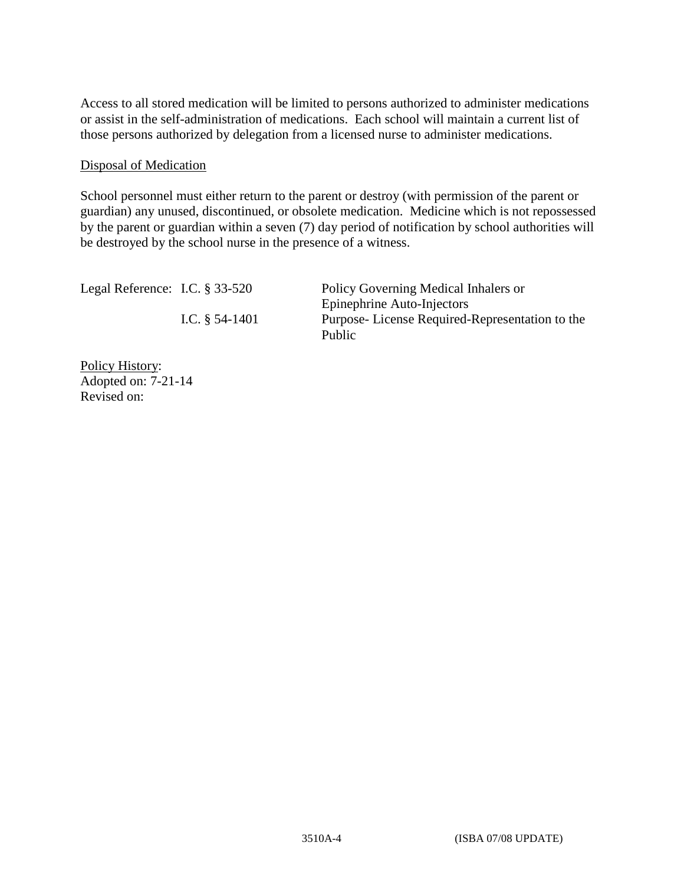Access to all stored medication will be limited to persons authorized to administer medications or assist in the self-administration of medications. Each school will maintain a current list of those persons authorized by delegation from a licensed nurse to administer medications.

Disposal of Medication

School personnel must either return to the parent or destroy (with permission of the parent or guardian) any unused, discontinued, or obsolete medication. Medicine which is not repossessed by the parent or guardian within a seven (7) day period of notification by school authorities will be destroyed by the school nurse in the presence of a witness.

| | | |
|---|---|---|
| Legal Reference: | I.C. § 33-520 | Policy Governing Medical Inhalers or Epinephrine Auto-Injectors |
| | I.C. § 54-1401 | Purpose- License Required-Representation to the Public |

Policy History:
Adopted on: 7-21-14
Revised on: